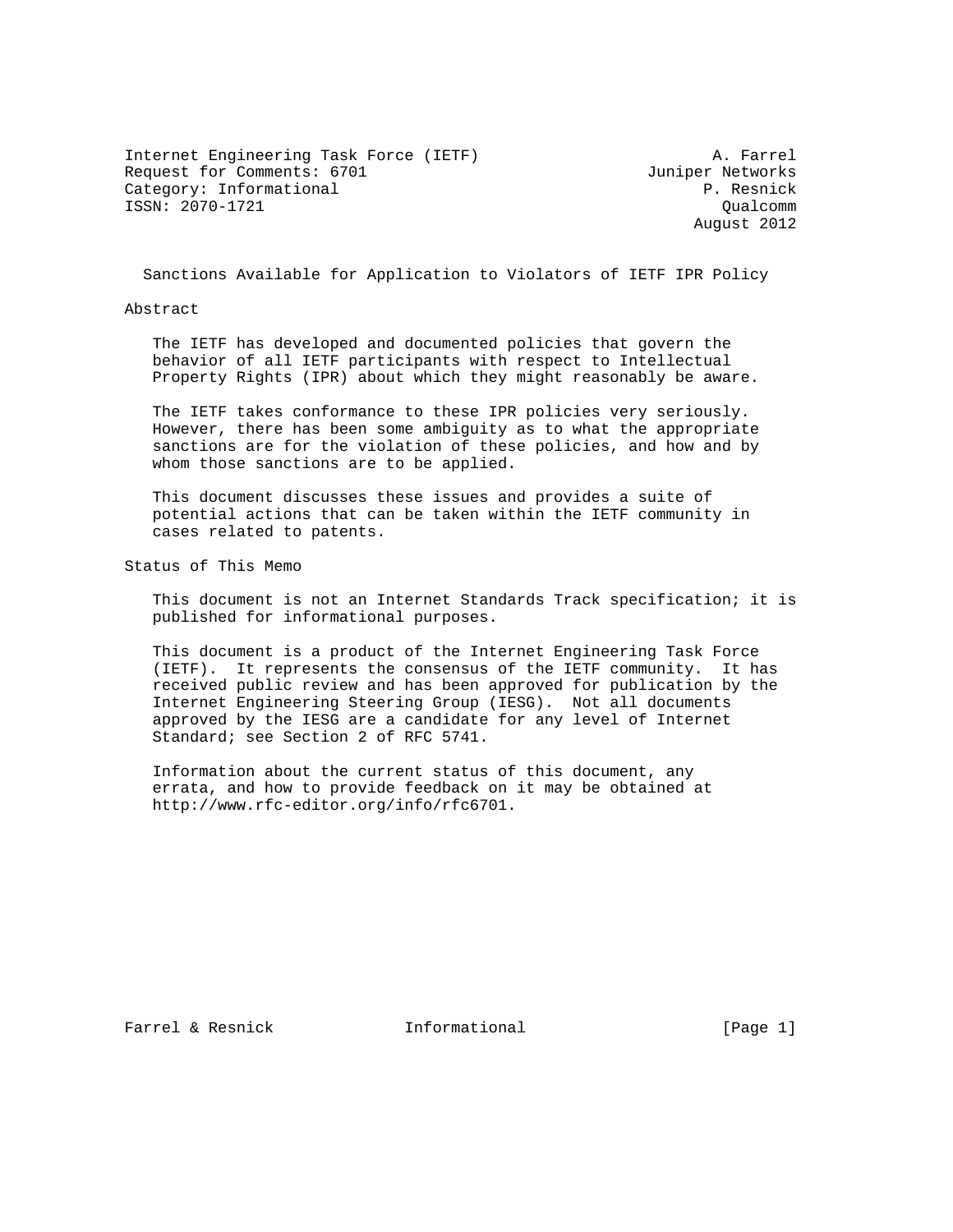Internet Engineering Task Force (IETF) A. Farrel
Request for Comments: 6701 Juniper Networks
Category: Informational P. Resnick
ISSN: 2070-1721 Qualcomm
August 2012

# Sanctions Available for Application to Violators of IETF IPR Policy

## Abstract

The IETF has developed and documented policies that govern the behavior of all IETF participants with respect to Intellectual Property Rights (IPR) about which they might reasonably be aware.

The IETF takes conformance to these IPR policies very seriously. However, there has been some ambiguity as to what the appropriate sanctions are for the violation of these policies, and how and by whom those sanctions are to be applied.

This document discusses these issues and provides a suite of potential actions that can be taken within the IETF community in cases related to patents.

## Status of This Memo

This document is not an Internet Standards Track specification; it is published for informational purposes.

This document is a product of the Internet Engineering Task Force (IETF). It represents the consensus of the IETF community. It has received public review and has been approved for publication by the Internet Engineering Steering Group (IESG). Not all documents approved by the IESG are a candidate for any level of Internet Standard; see Section 2 of RFC 5741.

Information about the current status of this document, any errata, and how to provide feedback on it may be obtained at http://www.rfc-editor.org/info/rfc6701.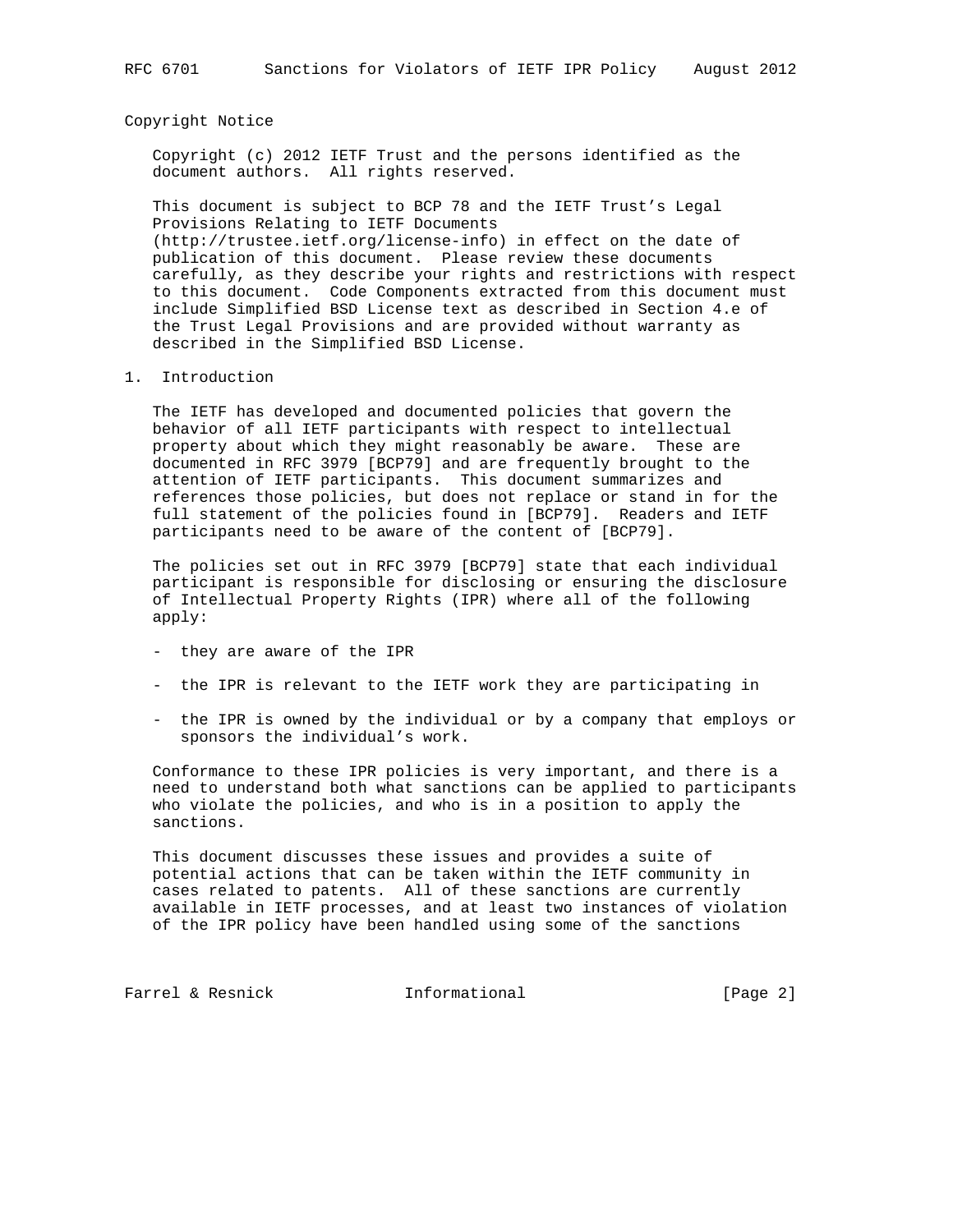## Copyright Notice

Copyright (c) 2012 IETF Trust and the persons identified as the document authors. All rights reserved.

This document is subject to BCP 78 and the IETF Trust's Legal Provisions Relating to IETF Documents (http://trustee.ietf.org/license-info) in effect on the date of publication of this document. Please review these documents carefully, as they describe your rights and restrictions with respect to this document. Code Components extracted from this document must include Simplified BSD License text as described in Section 4.e of the Trust Legal Provisions and are provided without warranty as described in the Simplified BSD License.

## 1. Introduction

The IETF has developed and documented policies that govern the behavior of all IETF participants with respect to intellectual property about which they might reasonably be aware. These are documented in RFC 3979 [BCP79] and are frequently brought to the attention of IETF participants. This document summarizes and references those policies, but does not replace or stand in for the full statement of the policies found in [BCP79]. Readers and IETF participants need to be aware of the content of [BCP79].

The policies set out in RFC 3979 [BCP79] state that each individual participant is responsible for disclosing or ensuring the disclosure of Intellectual Property Rights (IPR) where all of the following apply:

- they are aware of the IPR
- the IPR is relevant to the IETF work they are participating in
- the IPR is owned by the individual or by a company that employs or sponsors the individual's work.

Conformance to these IPR policies is very important, and there is a need to understand both what sanctions can be applied to participants who violate the policies, and who is in a position to apply the sanctions.

This document discusses these issues and provides a suite of potential actions that can be taken within the IETF community in cases related to patents. All of these sanctions are currently available in IETF processes, and at least two instances of violation of the IPR policy have been handled using some of the sanctions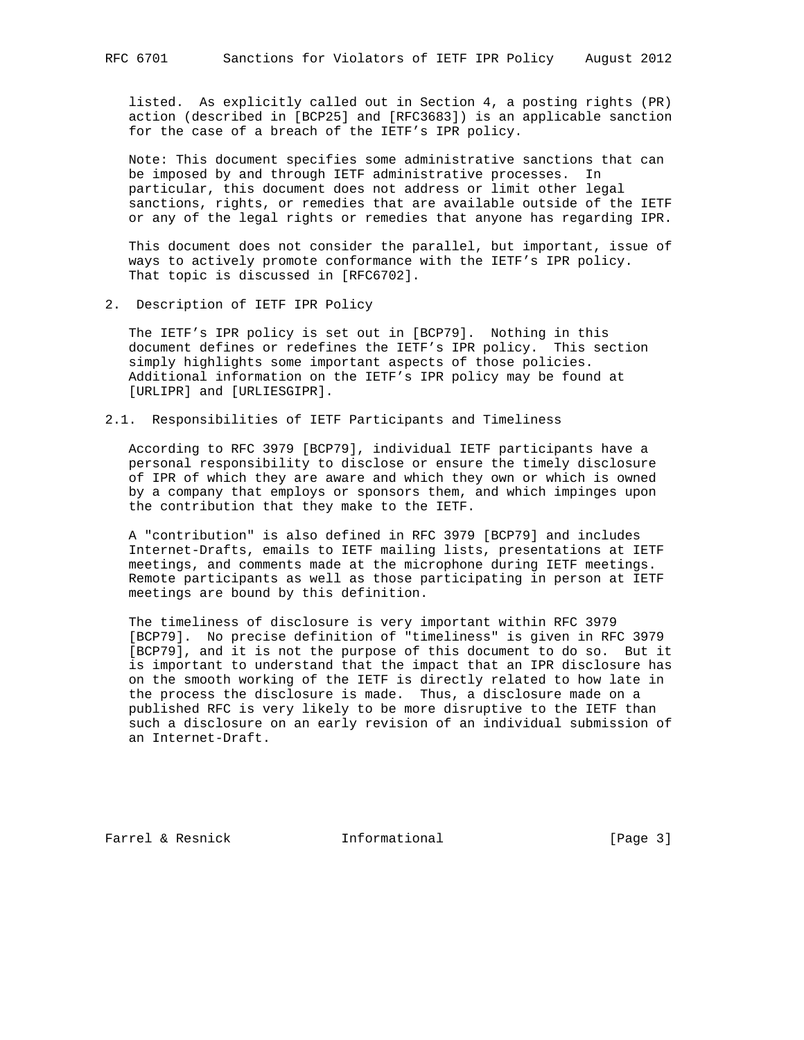listed. As explicitly called out in Section 4, a posting rights (PR) action (described in [BCP25] and [RFC3683]) is an applicable sanction for the case of a breach of the IETF's IPR policy.

Note: This document specifies some administrative sanctions that can be imposed by and through IETF administrative processes. In particular, this document does not address or limit other legal sanctions, rights, or remedies that are available outside of the IETF or any of the legal rights or remedies that anyone has regarding IPR.

This document does not consider the parallel, but important, issue of ways to actively promote conformance with the IETF's IPR policy. That topic is discussed in [RFC6702].

## 2. Description of IETF IPR Policy

The IETF's IPR policy is set out in [BCP79]. Nothing in this document defines or redefines the IETF's IPR policy. This section simply highlights some important aspects of those policies. Additional information on the IETF's IPR policy may be found at [URLIPR] and [URLIESGIPR].

### 2.1. Responsibilities of IETF Participants and Timeliness

According to RFC 3979 [BCP79], individual IETF participants have a personal responsibility to disclose or ensure the timely disclosure of IPR of which they are aware and which they own or which is owned by a company that employs or sponsors them, and which impinges upon the contribution that they make to the IETF.

A "contribution" is also defined in RFC 3979 [BCP79] and includes Internet-Drafts, emails to IETF mailing lists, presentations at IETF meetings, and comments made at the microphone during IETF meetings. Remote participants as well as those participating in person at IETF meetings are bound by this definition.

The timeliness of disclosure is very important within RFC 3979 [BCP79]. No precise definition of "timeliness" is given in RFC 3979 [BCP79], and it is not the purpose of this document to do so. But it is important to understand that the impact that an IPR disclosure has on the smooth working of the IETF is directly related to how late in the process the disclosure is made. Thus, a disclosure made on a published RFC is very likely to be more disruptive to the IETF than such a disclosure on an early revision of an individual submission of an Internet-Draft.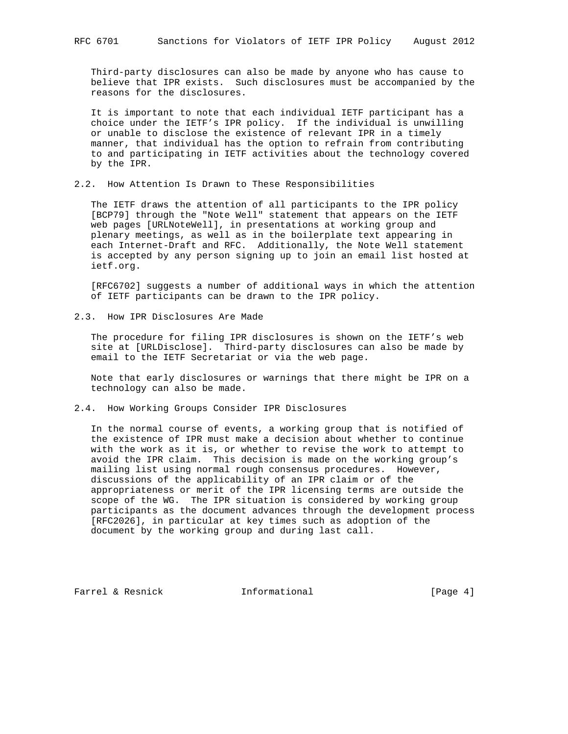Third-party disclosures can also be made by anyone who has cause to believe that IPR exists. Such disclosures must be accompanied by the reasons for the disclosures.

It is important to note that each individual IETF participant has a choice under the IETF's IPR policy. If the individual is unwilling or unable to disclose the existence of relevant IPR in a timely manner, that individual has the option to refrain from contributing to and participating in IETF activities about the technology covered by the IPR.

### 2.2. How Attention Is Drawn to These Responsibilities

The IETF draws the attention of all participants to the IPR policy [BCP79] through the "Note Well" statement that appears on the IETF web pages [URLNoteWell], in presentations at working group and plenary meetings, as well as in the boilerplate text appearing in each Internet-Draft and RFC. Additionally, the Note Well statement is accepted by any person signing up to join an email list hosted at ietf.org.

[RFC6702] suggests a number of additional ways in which the attention of IETF participants can be drawn to the IPR policy.

### 2.3. How IPR Disclosures Are Made

The procedure for filing IPR disclosures is shown on the IETF's web site at [URLDisclose]. Third-party disclosures can also be made by email to the IETF Secretariat or via the web page.

Note that early disclosures or warnings that there might be IPR on a technology can also be made.

### 2.4. How Working Groups Consider IPR Disclosures

In the normal course of events, a working group that is notified of the existence of IPR must make a decision about whether to continue with the work as it is, or whether to revise the work to attempt to avoid the IPR claim. This decision is made on the working group's mailing list using normal rough consensus procedures. However, discussions of the applicability of an IPR claim or of the appropriateness or merit of the IPR licensing terms are outside the scope of the WG. The IPR situation is considered by working group participants as the document advances through the development process [RFC2026], in particular at key times such as adoption of the document by the working group and during last call.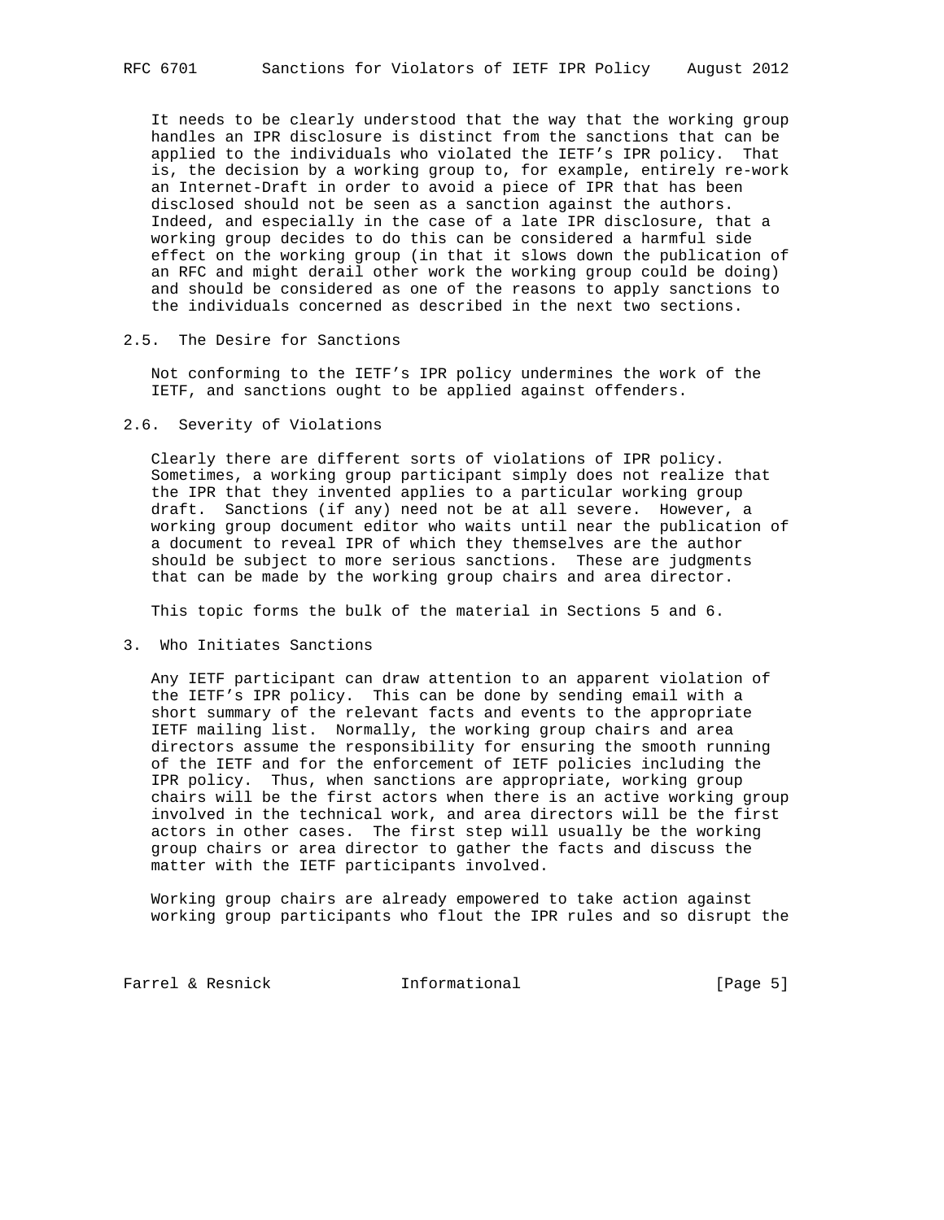It needs to be clearly understood that the way that the working group handles an IPR disclosure is distinct from the sanctions that can be applied to the individuals who violated the IETF's IPR policy. That is, the decision by a working group to, for example, entirely re-work an Internet-Draft in order to avoid a piece of IPR that has been disclosed should not be seen as a sanction against the authors. Indeed, and especially in the case of a late IPR disclosure, that a working group decides to do this can be considered a harmful side effect on the working group (in that it slows down the publication of an RFC and might derail other work the working group could be doing) and should be considered as one of the reasons to apply sanctions to the individuals concerned as described in the next two sections.

### 2.5. The Desire for Sanctions

Not conforming to the IETF's IPR policy undermines the work of the IETF, and sanctions ought to be applied against offenders.

### 2.6. Severity of Violations

Clearly there are different sorts of violations of IPR policy. Sometimes, a working group participant simply does not realize that the IPR that they invented applies to a particular working group draft. Sanctions (if any) need not be at all severe. However, a working group document editor who waits until near the publication of a document to reveal IPR of which they themselves are the author should be subject to more serious sanctions. These are judgments that can be made by the working group chairs and area director.

This topic forms the bulk of the material in Sections 5 and 6.

## 3. Who Initiates Sanctions

Any IETF participant can draw attention to an apparent violation of the IETF's IPR policy. This can be done by sending email with a short summary of the relevant facts and events to the appropriate IETF mailing list. Normally, the working group chairs and area directors assume the responsibility for ensuring the smooth running of the IETF and for the enforcement of IETF policies including the IPR policy. Thus, when sanctions are appropriate, working group chairs will be the first actors when there is an active working group involved in the technical work, and area directors will be the first actors in other cases. The first step will usually be the working group chairs or area director to gather the facts and discuss the matter with the IETF participants involved.

Working group chairs are already empowered to take action against working group participants who flout the IPR rules and so disrupt the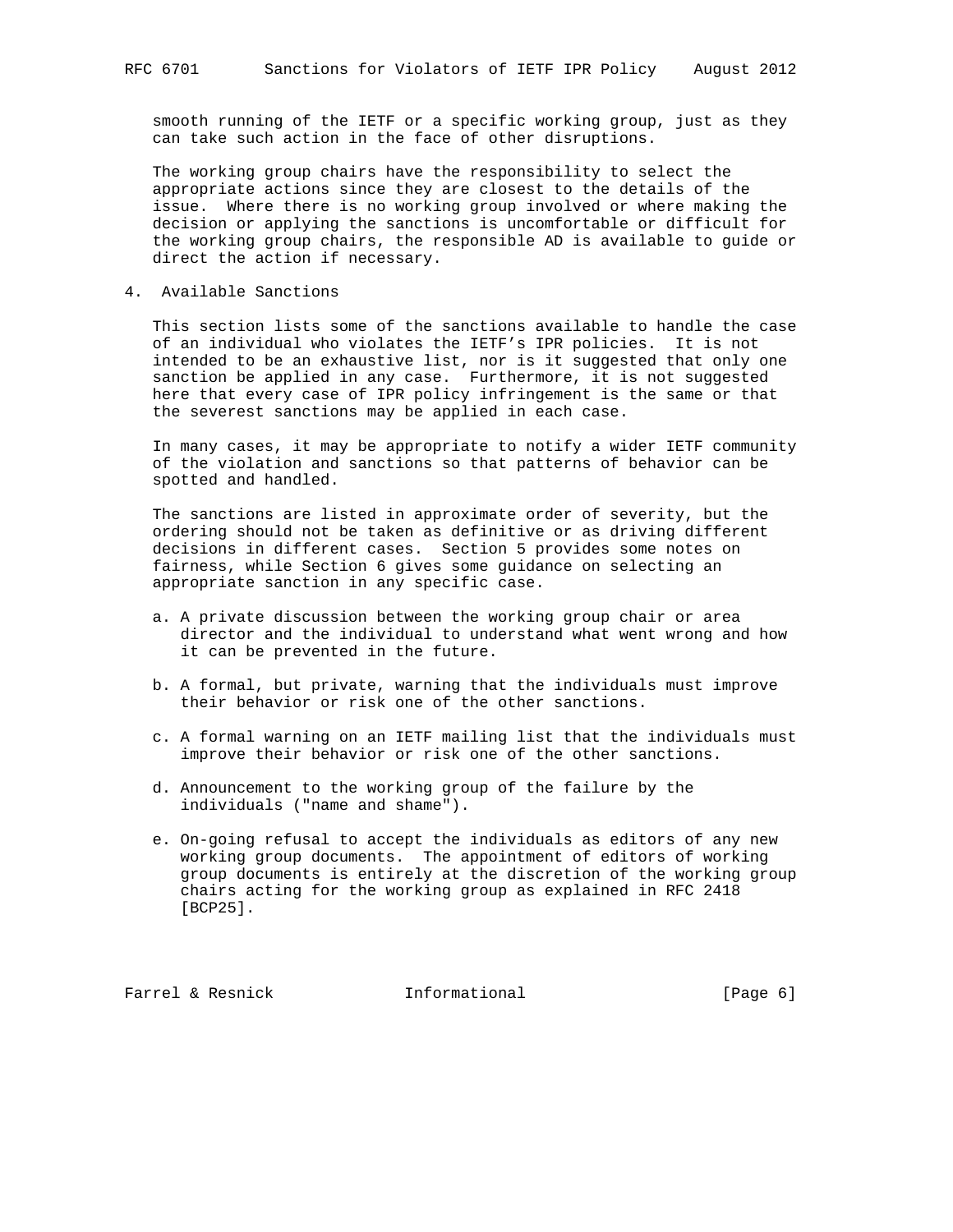smooth running of the IETF or a specific working group, just as they can take such action in the face of other disruptions.

The working group chairs have the responsibility to select the appropriate actions since they are closest to the details of the issue. Where there is no working group involved or where making the decision or applying the sanctions is uncomfortable or difficult for the working group chairs, the responsible AD is available to guide or direct the action if necessary.

## 4. Available Sanctions

This section lists some of the sanctions available to handle the case of an individual who violates the IETF's IPR policies. It is not intended to be an exhaustive list, nor is it suggested that only one sanction be applied in any case. Furthermore, it is not suggested here that every case of IPR policy infringement is the same or that the severest sanctions may be applied in each case.

In many cases, it may be appropriate to notify a wider IETF community of the violation and sanctions so that patterns of behavior can be spotted and handled.

The sanctions are listed in approximate order of severity, but the ordering should not be taken as definitive or as driving different decisions in different cases. Section 5 provides some notes on fairness, while Section 6 gives some guidance on selecting an appropriate sanction in any specific case.

a. A private discussion between the working group chair or area director and the individual to understand what went wrong and how it can be prevented in the future.

b. A formal, but private, warning that the individuals must improve their behavior or risk one of the other sanctions.

c. A formal warning on an IETF mailing list that the individuals must improve their behavior or risk one of the other sanctions.

d. Announcement to the working group of the failure by the individuals ("name and shame").

e. On-going refusal to accept the individuals as editors of any new working group documents. The appointment of editors of working group documents is entirely at the discretion of the working group chairs acting for the working group as explained in RFC 2418 [BCP25].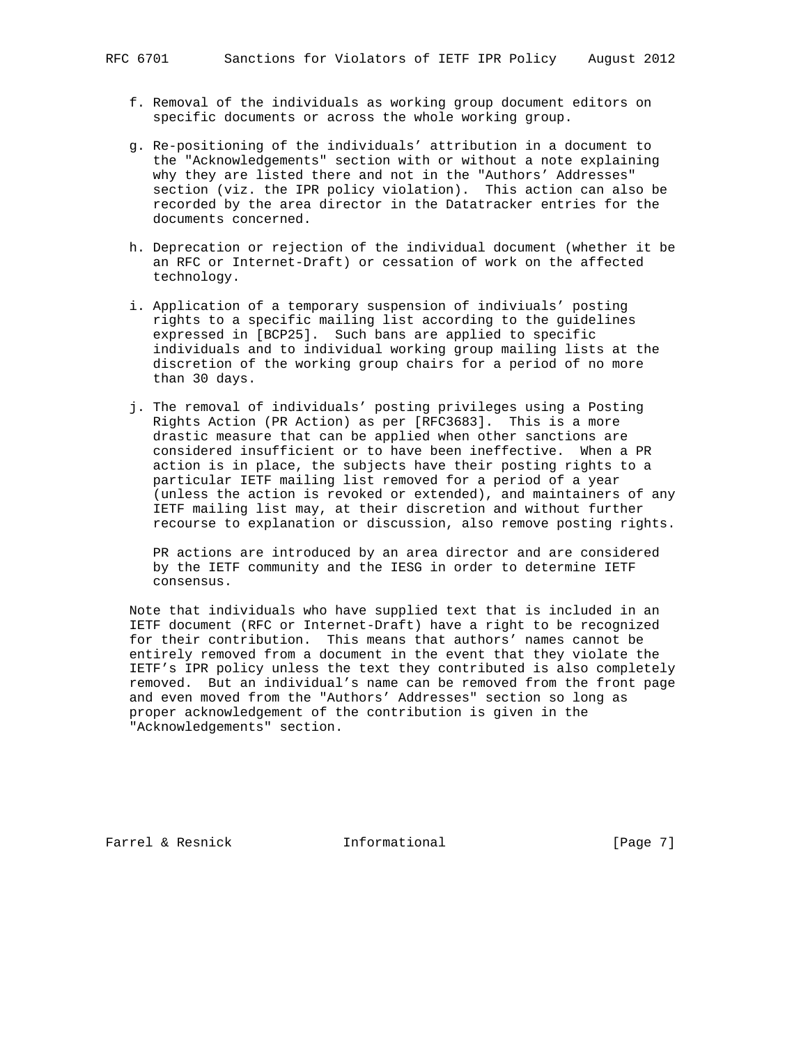f. Removal of the individuals as working group document editors on specific documents or across the whole working group.

g. Re-positioning of the individuals' attribution in a document to the "Acknowledgements" section with or without a note explaining why they are listed there and not in the "Authors' Addresses" section (viz. the IPR policy violation). This action can also be recorded by the area director in the Datatracker entries for the documents concerned.

h. Deprecation or rejection of the individual document (whether it be an RFC or Internet-Draft) or cessation of work on the affected technology.

i. Application of a temporary suspension of indiviuals' posting rights to a specific mailing list according to the guidelines expressed in [BCP25]. Such bans are applied to specific individuals and to individual working group mailing lists at the discretion of the working group chairs for a period of no more than 30 days.

j. The removal of individuals' posting privileges using a Posting Rights Action (PR Action) as per [RFC3683]. This is a more drastic measure that can be applied when other sanctions are considered insufficient or to have been ineffective. When a PR action is in place, the subjects have their posting rights to a particular IETF mailing list removed for a period of a year (unless the action is revoked or extended), and maintainers of any IETF mailing list may, at their discretion and without further recourse to explanation or discussion, also remove posting rights.

   PR actions are introduced by an area director and are considered by the IETF community and the IESG in order to determine IETF consensus.

Note that individuals who have supplied text that is included in an IETF document (RFC or Internet-Draft) have a right to be recognized for their contribution. This means that authors' names cannot be entirely removed from a document in the event that they violate the IETF's IPR policy unless the text they contributed is also completely removed. But an individual's name can be removed from the front page and even moved from the "Authors' Addresses" section so long as proper acknowledgement of the contribution is given in the "Acknowledgements" section.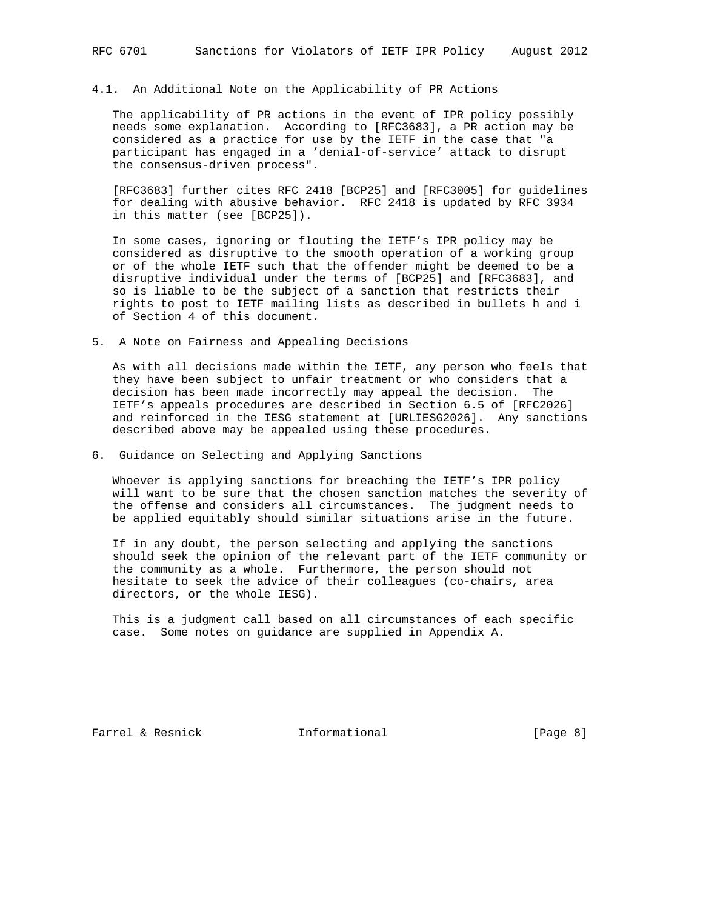### 4.1. An Additional Note on the Applicability of PR Actions

The applicability of PR actions in the event of IPR policy possibly needs some explanation. According to [RFC3683], a PR action may be considered as a practice for use by the IETF in the case that "a participant has engaged in a 'denial-of-service' attack to disrupt the consensus-driven process".

[RFC3683] further cites RFC 2418 [BCP25] and [RFC3005] for guidelines for dealing with abusive behavior. RFC 2418 is updated by RFC 3934 in this matter (see [BCP25]).

In some cases, ignoring or flouting the IETF's IPR policy may be considered as disruptive to the smooth operation of a working group or of the whole IETF such that the offender might be deemed to be a disruptive individual under the terms of [BCP25] and [RFC3683], and so is liable to be the subject of a sanction that restricts their rights to post to IETF mailing lists as described in bullets h and i of Section 4 of this document.

## 5. A Note on Fairness and Appealing Decisions

As with all decisions made within the IETF, any person who feels that they have been subject to unfair treatment or who considers that a decision has been made incorrectly may appeal the decision. The IETF's appeals procedures are described in Section 6.5 of [RFC2026] and reinforced in the IESG statement at [URLIESG2026]. Any sanctions described above may be appealed using these procedures.

## 6. Guidance on Selecting and Applying Sanctions

Whoever is applying sanctions for breaching the IETF's IPR policy will want to be sure that the chosen sanction matches the severity of the offense and considers all circumstances. The judgment needs to be applied equitably should similar situations arise in the future.

If in any doubt, the person selecting and applying the sanctions should seek the opinion of the relevant part of the IETF community or the community as a whole. Furthermore, the person should not hesitate to seek the advice of their colleagues (co-chairs, area directors, or the whole IESG).

This is a judgment call based on all circumstances of each specific case. Some notes on guidance are supplied in Appendix A.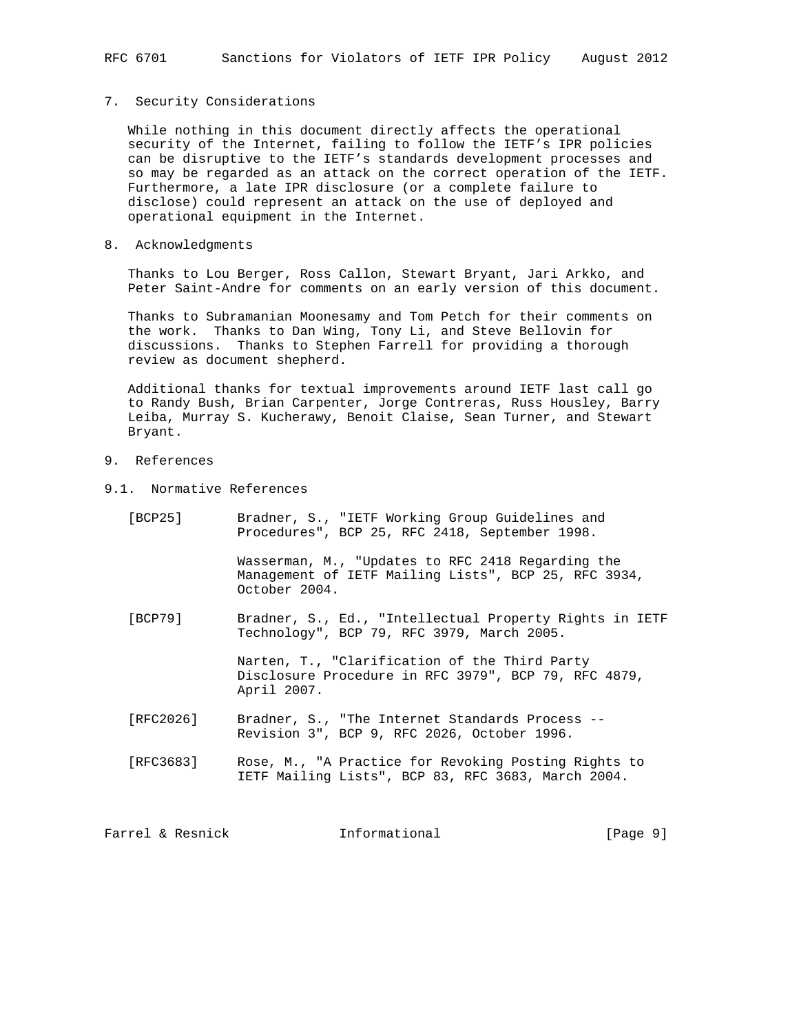## 7. Security Considerations

While nothing in this document directly affects the operational security of the Internet, failing to follow the IETF's IPR policies can be disruptive to the IETF's standards development processes and so may be regarded as an attack on the correct operation of the IETF. Furthermore, a late IPR disclosure (or a complete failure to disclose) could represent an attack on the use of deployed and operational equipment in the Internet.

## 8. Acknowledgments

Thanks to Lou Berger, Ross Callon, Stewart Bryant, Jari Arkko, and Peter Saint-Andre for comments on an early version of this document.

Thanks to Subramanian Moonesamy and Tom Petch for their comments on the work. Thanks to Dan Wing, Tony Li, and Steve Bellovin for discussions. Thanks to Stephen Farrell for providing a thorough review as document shepherd.

Additional thanks for textual improvements around IETF last call go to Randy Bush, Brian Carpenter, Jorge Contreras, Russ Housley, Barry Leiba, Murray S. Kucherawy, Benoit Claise, Sean Turner, and Stewart Bryant.

## 9. References

### 9.1. Normative References

[BCP25] Bradner, S., "IETF Working Group Guidelines and Procedures", BCP 25, RFC 2418, September 1998.

Wasserman, M., "Updates to RFC 2418 Regarding the Management of IETF Mailing Lists", BCP 25, RFC 3934, October 2004.

[BCP79] Bradner, S., Ed., "Intellectual Property Rights in IETF Technology", BCP 79, RFC 3979, March 2005.

Narten, T., "Clarification of the Third Party Disclosure Procedure in RFC 3979", BCP 79, RFC 4879, April 2007.

[RFC2026] Bradner, S., "The Internet Standards Process -- Revision 3", BCP 9, RFC 2026, October 1996.

[RFC3683] Rose, M., "A Practice for Revoking Posting Rights to IETF Mailing Lists", BCP 83, RFC 3683, March 2004.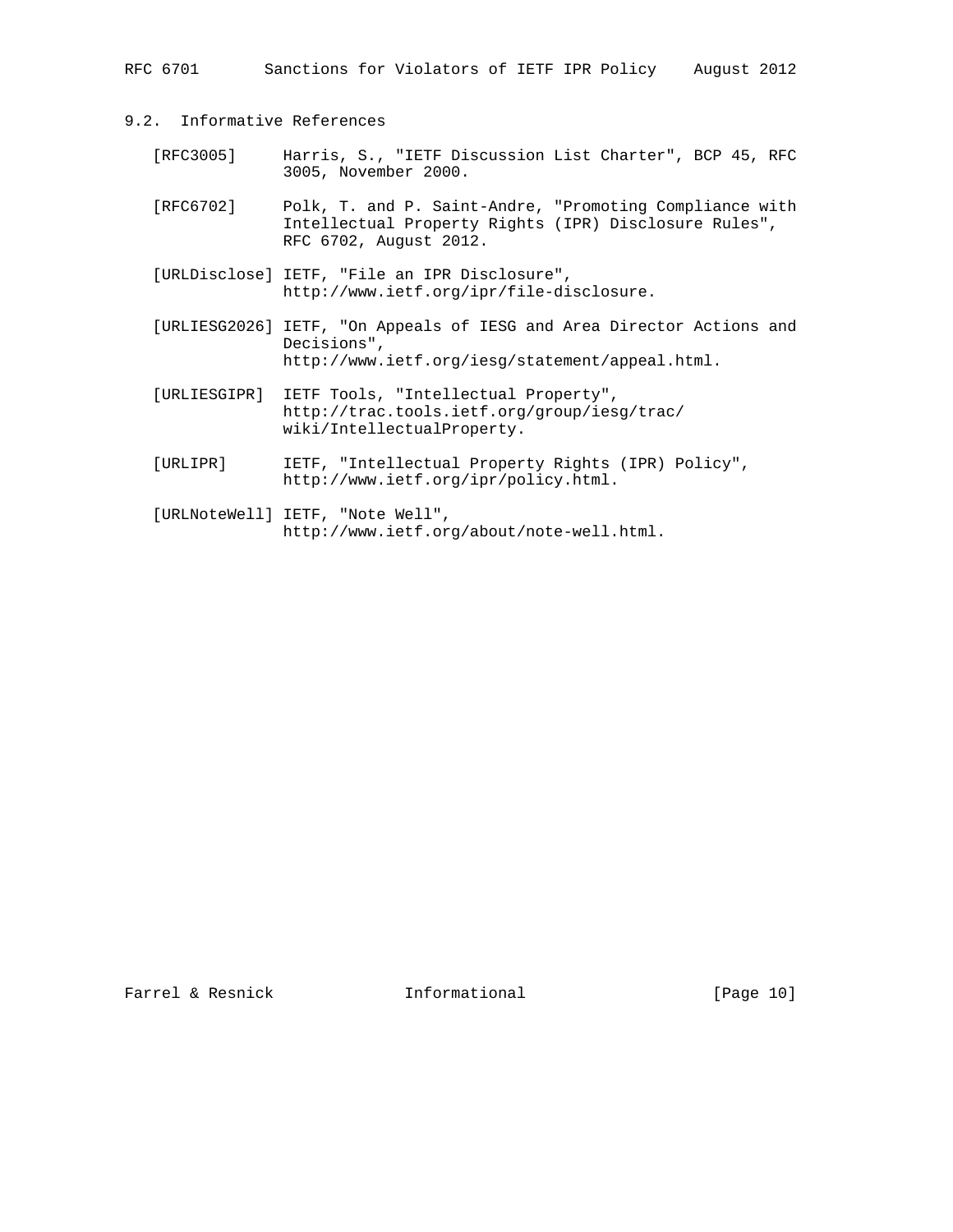### 9.2. Informative References

[RFC3005] Harris, S., "IETF Discussion List Charter", BCP 45, RFC 3005, November 2000.

[RFC6702] Polk, T. and P. Saint-Andre, "Promoting Compliance with Intellectual Property Rights (IPR) Disclosure Rules", RFC 6702, August 2012.

[URLDisclose] IETF, "File an IPR Disclosure", http://www.ietf.org/ipr/file-disclosure.

[URLIESG2026] IETF, "On Appeals of IESG and Area Director Actions and Decisions", http://www.ietf.org/iesg/statement/appeal.html.

[URLIESGIPR] IETF Tools, "Intellectual Property", http://trac.tools.ietf.org/group/iesg/trac/wiki/IntellectualProperty.

[URLIPR] IETF, "Intellectual Property Rights (IPR) Policy", http://www.ietf.org/ipr/policy.html.

[URLNoteWell] IETF, "Note Well", http://www.ietf.org/about/note-well.html.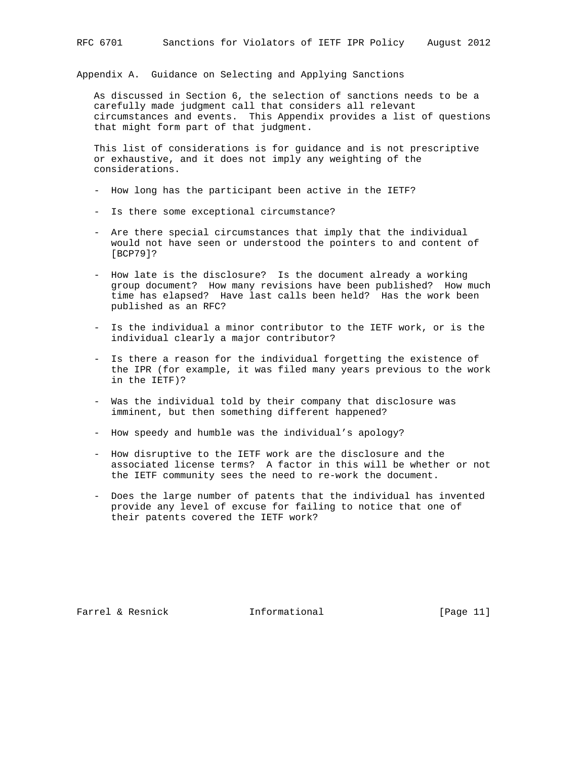## Appendix A. Guidance on Selecting and Applying Sanctions

As discussed in Section 6, the selection of sanctions needs to be a carefully made judgment call that considers all relevant circumstances and events. This Appendix provides a list of questions that might form part of that judgment.

This list of considerations is for guidance and is not prescriptive or exhaustive, and it does not imply any weighting of the considerations.

- How long has the participant been active in the IETF?
- Is there some exceptional circumstance?
- Are there special circumstances that imply that the individual would not have seen or understood the pointers to and content of [BCP79]?
- How late is the disclosure? Is the document already a working group document? How many revisions have been published? How much time has elapsed? Have last calls been held? Has the work been published as an RFC?
- Is the individual a minor contributor to the IETF work, or is the individual clearly a major contributor?
- Is there a reason for the individual forgetting the existence of the IPR (for example, it was filed many years previous to the work in the IETF)?
- Was the individual told by their company that disclosure was imminent, but then something different happened?
- How speedy and humble was the individual’s apology?
- How disruptive to the IETF work are the disclosure and the associated license terms? A factor in this will be whether or not the IETF community sees the need to re-work the document.
- Does the large number of patents that the individual has invented provide any level of excuse for failing to notice that one of their patents covered the IETF work?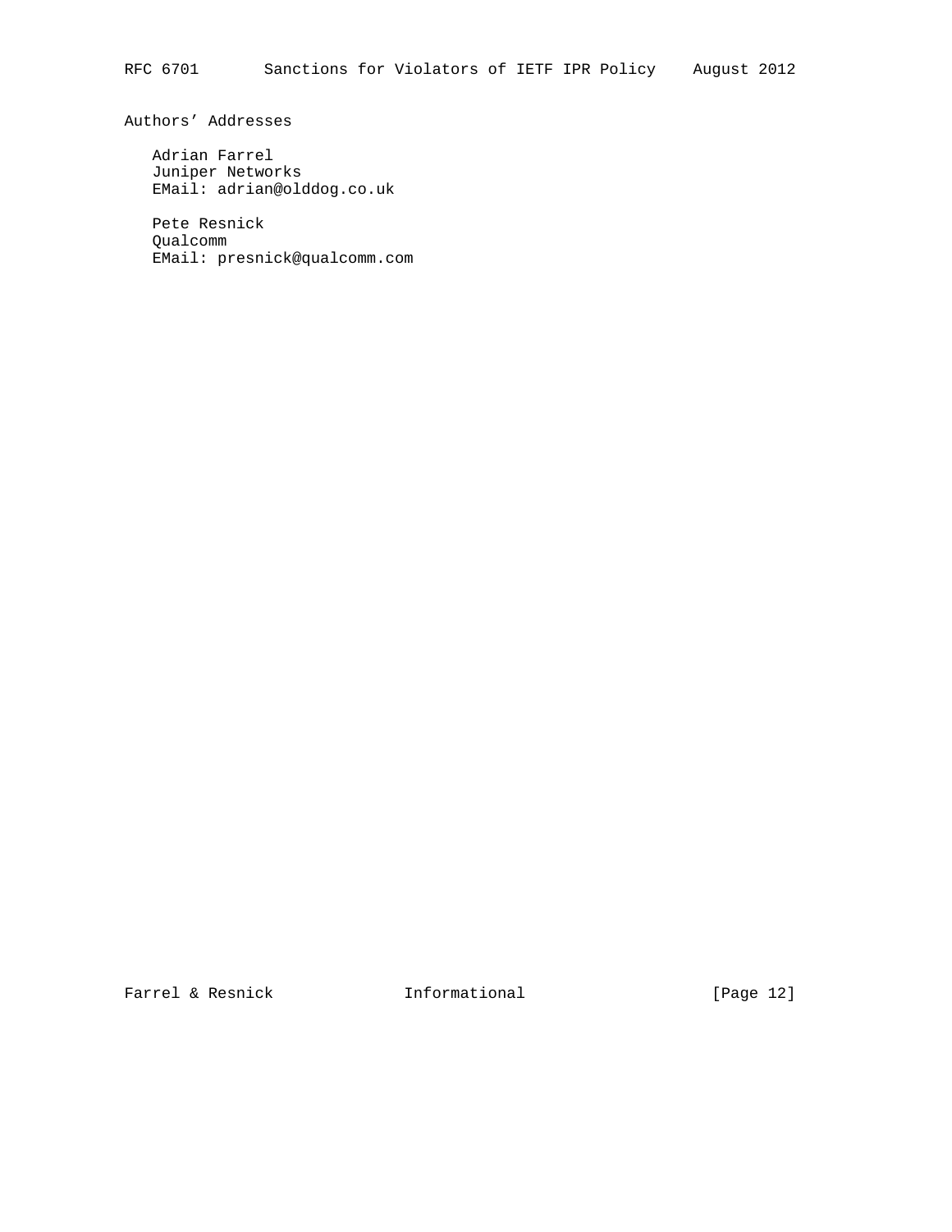## Authors' Addresses

Adrian Farrel
Juniper Networks
EMail: adrian@olddog.co.uk

Pete Resnick
Qualcomm
EMail: presnick@qualcomm.com